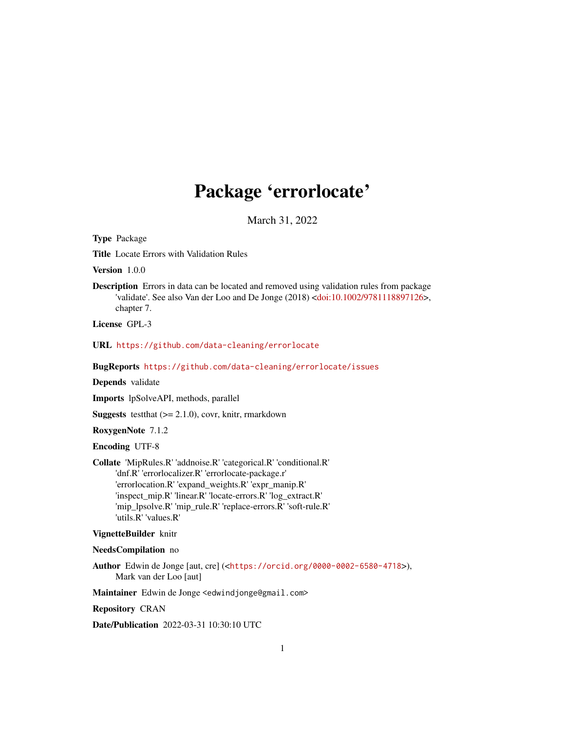# Package 'errorlocate'

March 31, 2022

**Type** Package

**Title** Locate Errors with Validation Rules

**Version** 1.0.0

**Description** Errors in data can be located and removed using validation rules from package 'validate'. See also Van der Loo and De Jonge (2018) <doi:10.1002/9781118897126>, chapter 7.

**License** GPL-3

**URL** https://github.com/data-cleaning/errorlocate

**BugReports** https://github.com/data-cleaning/errorlocate/issues

**Depends** validate

**Imports** lpSolveAPI, methods, parallel

**Suggests** testthat (>= 2.1.0), covr, knitr, rmarkdown

**RoxygenNote** 7.1.2

**Encoding** UTF-8

**Collate** 'MipRules.R' 'addnoise.R' 'categorical.R' 'conditional.R' 'dnf.R' 'errorlocalizer.R' 'errorlocate-package.r' 'errorlocation.R' 'expand_weights.R' 'expr_manip.R' 'inspect_mip.R' 'linear.R' 'locate-errors.R' 'log_extract.R' 'mip_lpsolve.R' 'mip_rule.R' 'replace-errors.R' 'soft-rule.R' 'utils.R' 'values.R'

**VignetteBuilder** knitr

**NeedsCompilation** no

**Author** Edwin de Jonge [aut, cre] (<https://orcid.org/0000-0002-6580-4718>), Mark van der Loo [aut]

**Maintainer** Edwin de Jonge <edwindjonge@gmail.com>

**Repository** CRAN

**Date/Publication** 2022-03-31 10:30:10 UTC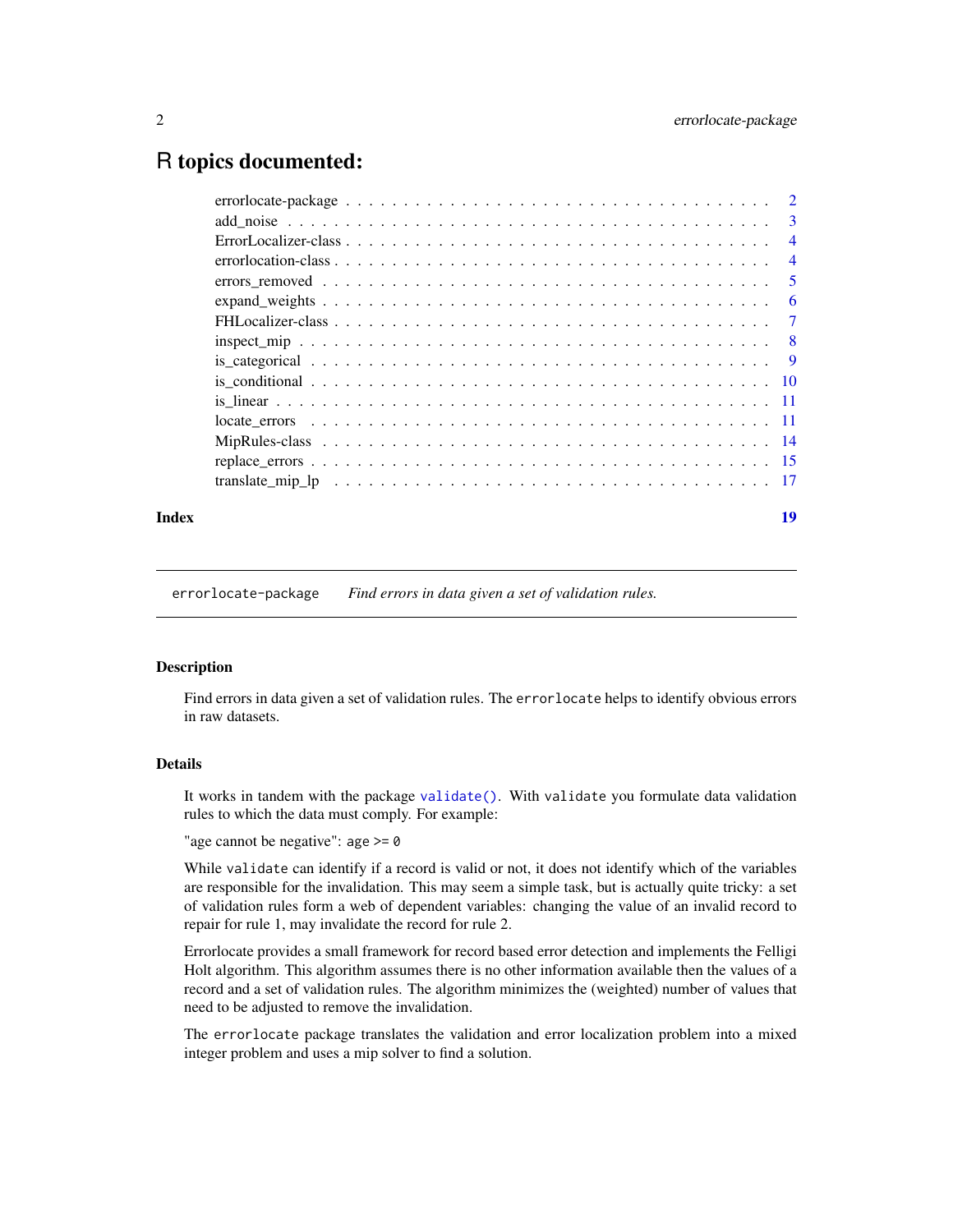# R topics documented:

| | |
|---|---|
| errorlocate-package | 2 |
| add_noise | 3 |
| ErrorLocalizer-class | 4 |
| errorlocation-class | 4 |
| errors_removed | 5 |
| expand_weights | 6 |
| FHLocalizer-class | 7 |
| inspect_mip | 8 |
| is_categorical | 9 |
| is_conditional | 10 |
| is_linear | 11 |
| locate_errors | 11 |
| MipRules-class | 14 |
| replace_errors | 15 |
| translate_mip_lp | 17 |
| **Index** | **19** |

---

`errorlocate-package` *Find errors in data given a set of validation rules.*

---

### Description

Find errors in data given a set of validation rules. The `errorlocate` helps to identify obvious errors in raw datasets.

### Details

It works in tandem with the package `validate()`. With `validate` you formulate data validation rules to which the data must comply. For example:

"age cannot be negative": `age >= 0`

While `validate` can identify if a record is valid or not, it does not identify which of the variables are responsible for the invalidation. This may seem a simple task, but is actually quite tricky: a set of validation rules form a web of dependent variables: changing the value of an invalid record to repair for rule 1, may invalidate the record for rule 2.

Errorlocate provides a small framework for record based error detection and implements the Felligi Holt algorithm. This algorithm assumes there is no other information available then the values of a record and a set of validation rules. The algorithm minimizes the (weighted) number of values that need to be adjusted to remove the invalidation.

The `errorlocate` package translates the validation and error localization problem into a mixed integer problem and uses a mip solver to find a solution.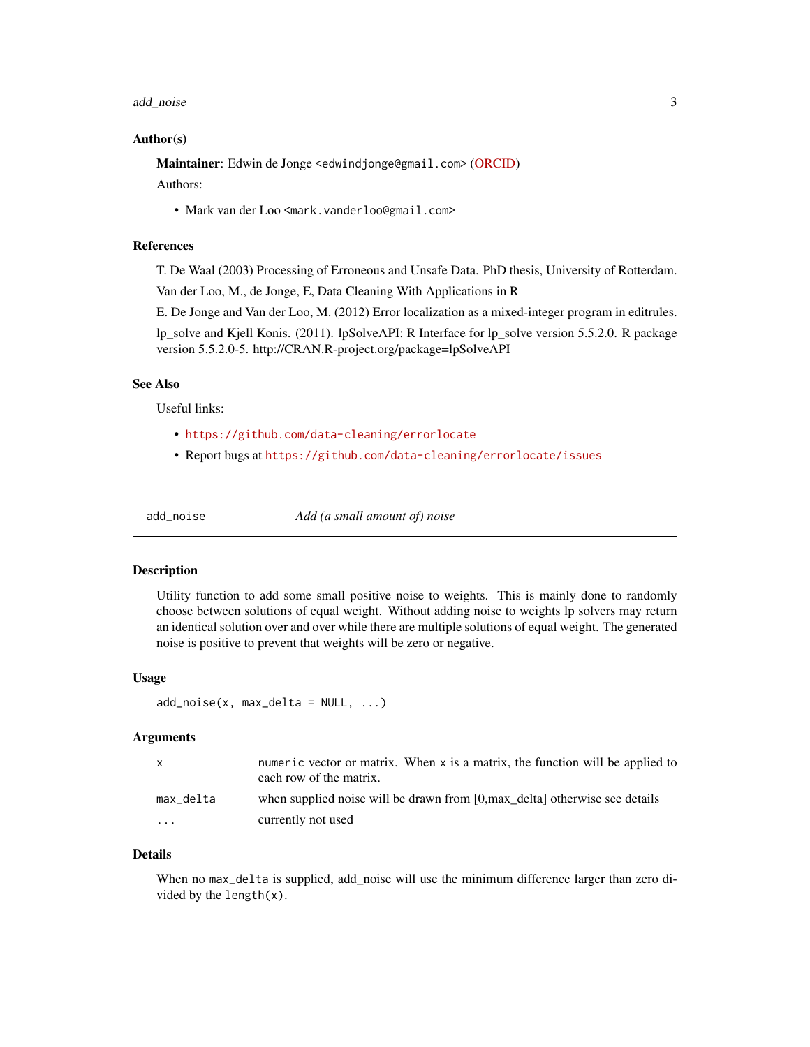## Author(s)

**Maintainer**: Edwin de Jonge <edwindjonge@gmail.com> (ORCID)

Authors:

- Mark van der Loo <mark.vanderloo@gmail.com>

## References

T. De Waal (2003) Processing of Erroneous and Unsafe Data. PhD thesis, University of Rotterdam.

Van der Loo, M., de Jonge, E, Data Cleaning With Applications in R

E. De Jonge and Van der Loo, M. (2012) Error localization as a mixed-integer program in editrules.

lp_solve and Kjell Konis. (2011). lpSolveAPI: R Interface for lp_solve version 5.5.2.0. R package version 5.5.2.0-5. http://CRAN.R-project.org/package=lpSolveAPI

## See Also

Useful links:

- https://github.com/data-cleaning/errorlocate
- Report bugs at https://github.com/data-cleaning/errorlocate/issues

---

# add_noise — *Add (a small amount of) noise*

## Description

Utility function to add some small positive noise to weights. This is mainly done to randomly choose between solutions of equal weight. Without adding noise to weights lp solvers may return an identical solution over and over while there are multiple solutions of equal weight. The generated noise is positive to prevent that weights will be zero or negative.

## Usage

```
add_noise(x, max_delta = NULL, ...)
```

## Arguments

| | |
|---|---|
| `x` | `numeric` vector or matrix. When `x` is a matrix, the function will be applied to each row of the matrix. |
| `max_delta` | when supplied noise will be drawn from [0,max_delta] otherwise see details |
| `...` | currently not used |

## Details

When no `max_delta` is supplied, add_noise will use the minimum difference larger than zero divided by the `length(x)`.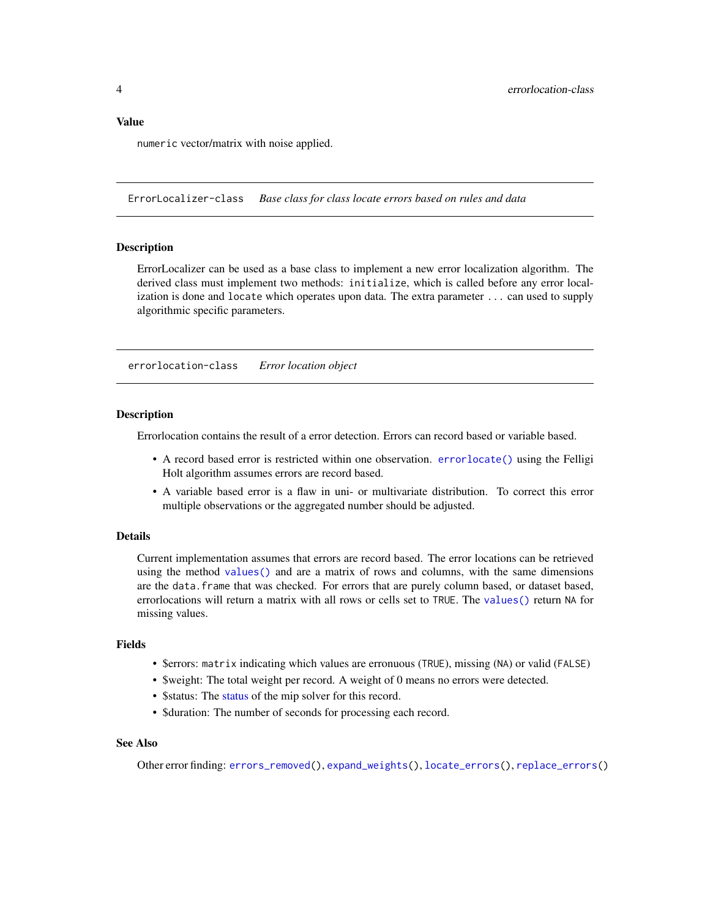### Value

`numeric` vector/matrix with noise applied.

## ErrorLocalizer-class *Base class for class locate errors based on rules and data*

### Description

ErrorLocalizer can be used as a base class to implement a new error localization algorithm. The derived class must implement two methods: `initialize`, which is called before any error localization is done and `locate` which operates upon data. The extra parameter `...` can used to supply algorithmic specific parameters.

## errorlocation-class *Error location object*

### Description

Errorlocation contains the result of a error detection. Errors can record based or variable based.

- A record based error is restricted within one observation. `errorlocate()` using the Felligi Holt algorithm assumes errors are record based.
- A variable based error is a flaw in uni- or multivariate distribution. To correct this error multiple observations or the aggregated number should be adjusted.

### Details

Current implementation assumes that errors are record based. The error locations can be retrieved using the method `values()` and are a matrix of rows and columns, with the same dimensions are the `data.frame` that was checked. For errors that are purely column based, or dataset based, errorlocations will return a matrix with all rows or cells set to `TRUE`. The `values()` return `NA` for missing values.

### Fields

- $errors: `matrix` indicating which values are erronuous (`TRUE`), missing (`NA`) or valid (`FALSE`)
- $weight: The total weight per record. A weight of 0 means no errors were detected.
- $status: The status of the mip solver for this record.
- $duration: The number of seconds for processing each record.

### See Also

Other error finding: `errors_removed()`, `expand_weights()`, `locate_errors()`, `replace_errors()`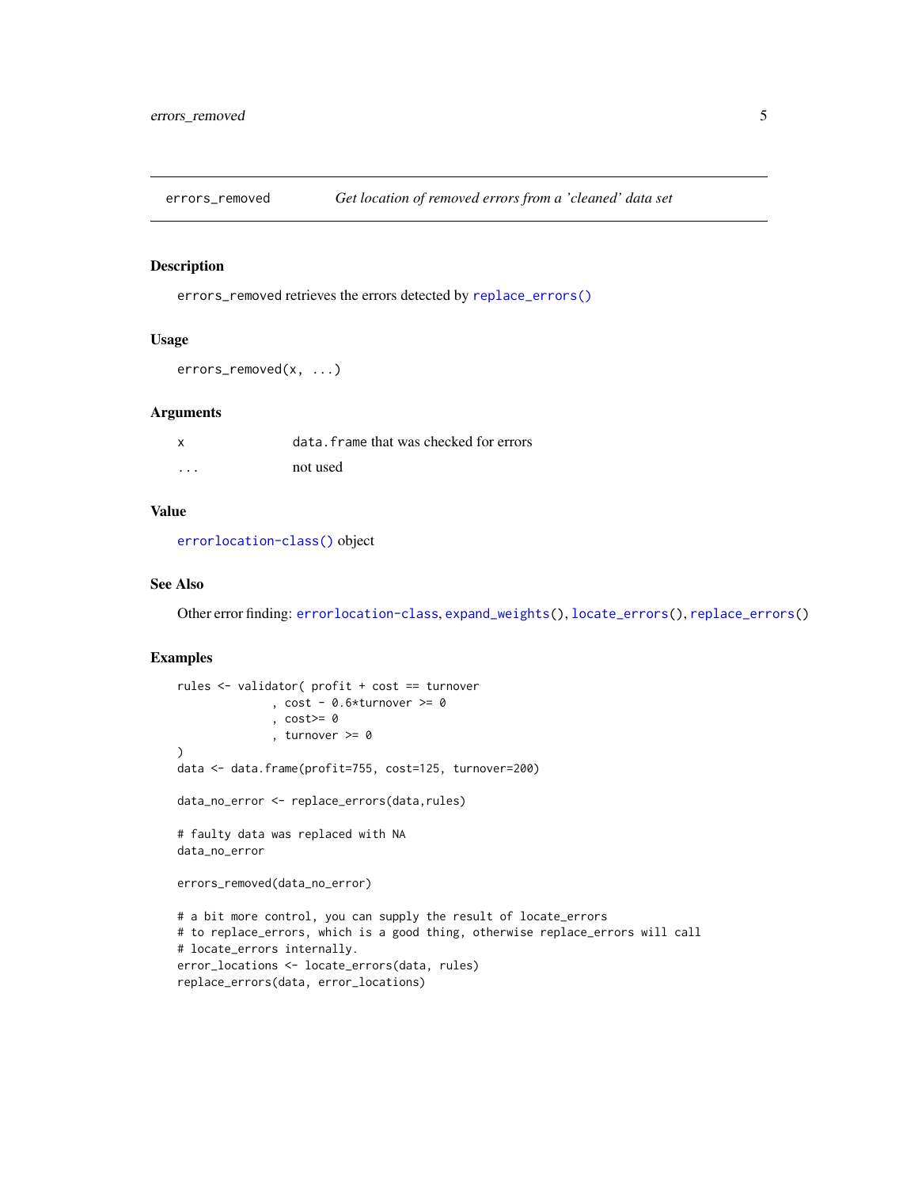## errors_removed — *Get location of removed errors from a 'cleaned' data set*

### Description

`errors_removed` retrieves the errors detected by `replace_errors()`

### Usage

```
errors_removed(x, ...)
```

### Arguments

| | |
|---|---|
| `x` | `data.frame` that was checked for errors |
| `...` | not used |

### Value

`errorlocation-class()` object

### See Also

Other error finding: `errorlocation-class`, `expand_weights()`, `locate_errors()`, `replace_errors()`

### Examples

```
rules <- validator( profit + cost == turnover
              , cost - 0.6*turnover >= 0
              , cost>= 0
              , turnover >= 0
)
data <- data.frame(profit=755, cost=125, turnover=200)

data_no_error <- replace_errors(data,rules)

# faulty data was replaced with NA
data_no_error

errors_removed(data_no_error)

# a bit more control, you can supply the result of locate_errors
# to replace_errors, which is a good thing, otherwise replace_errors will call
# locate_errors internally.
error_locations <- locate_errors(data, rules)
replace_errors(data, error_locations)
```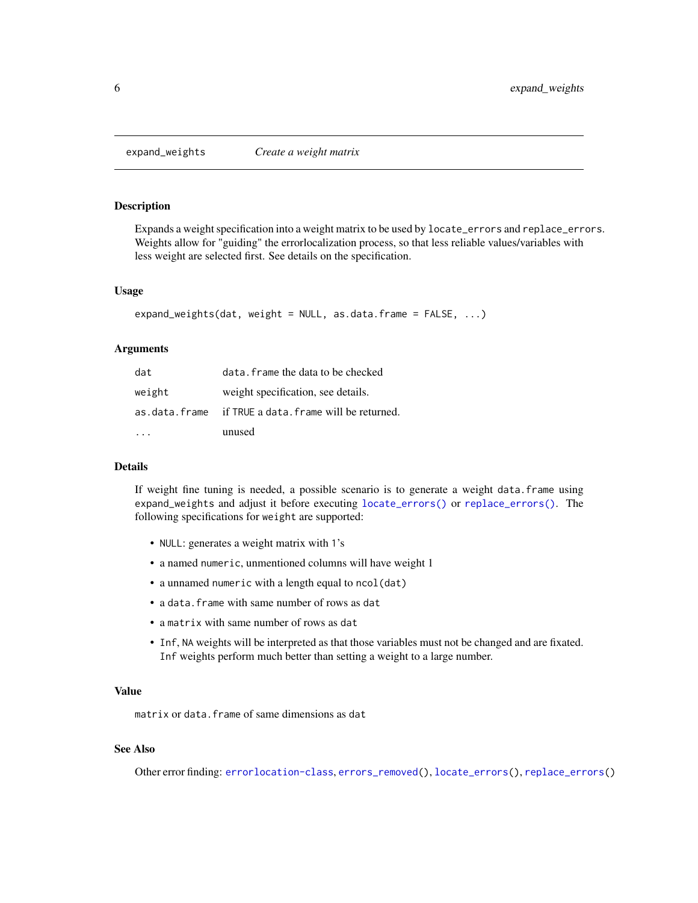## expand_weights — *Create a weight matrix*

### Description

Expands a weight specification into a weight matrix to be used by `locate_errors` and `replace_errors`. Weights allow for "guiding" the errorlocalization process, so that less reliable values/variables with less weight are selected first. See details on the specification.

### Usage

```
expand_weights(dat, weight = NULL, as.data.frame = FALSE, ...)
```

### Arguments

| | |
|---|---|
| `dat` | `data.frame` the data to be checked |
| `weight` | weight specification, see details. |
| `as.data.frame` | if `TRUE` a `data.frame` will be returned. |
| `...` | unused |

### Details

If weight fine tuning is needed, a possible scenario is to generate a weight `data.frame` using `expand_weights` and adjust it before executing `locate_errors()` or `replace_errors()`. The following specifications for `weight` are supported:

- `NULL`: generates a weight matrix with 1's
- a named `numeric`, unmentioned columns will have weight 1
- a unnamed `numeric` with a length equal to `ncol(dat)`
- a `data.frame` with same number of rows as `dat`
- a `matrix` with same number of rows as `dat`
- `Inf`, `NA` weights will be interpreted as that those variables must not be changed and are fixated. `Inf` weights perform much better than setting a weight to a large number.

### Value

`matrix` or `data.frame` of same dimensions as `dat`

### See Also

Other error finding: `errorlocation-class`, `errors_removed()`, `locate_errors()`, `replace_errors()`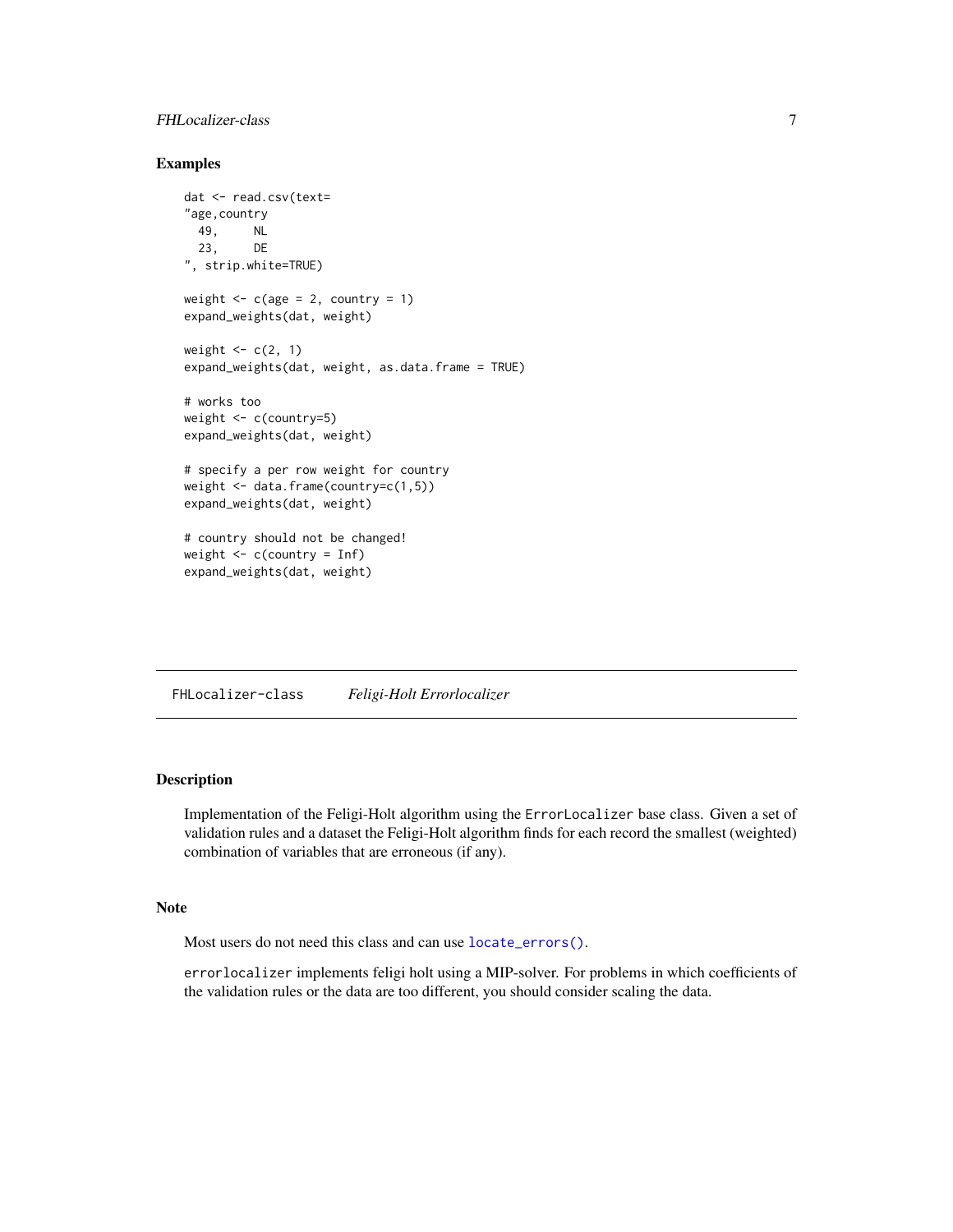### Examples

```
dat <- read.csv(text=
"age,country
  49,     NL
  23,     DE
", strip.white=TRUE)

weight <- c(age = 2, country = 1)
expand_weights(dat, weight)

weight <- c(2, 1)
expand_weights(dat, weight, as.data.frame = TRUE)

# works too
weight <- c(country=5)
expand_weights(dat, weight)

# specify a per row weight for country
weight <- data.frame(country=c(1,5))
expand_weights(dat, weight)

# country should not be changed!
weight <- c(country = Inf)
expand_weights(dat, weight)
```

---

## FHLocalizer-class *Feligi-Holt Errorlocalizer*

### Description

Implementation of the Feligi-Holt algorithm using the `ErrorLocalizer` base class. Given a set of validation rules and a dataset the Feligi-Holt algorithm finds for each record the smallest (weighted) combination of variables that are erroneous (if any).

### Note

Most users do not need this class and can use `locate_errors()`.

`errorlocalizer` implements feligi holt using a MIP-solver. For problems in which coefficients of the validation rules or the data are too different, you should consider scaling the data.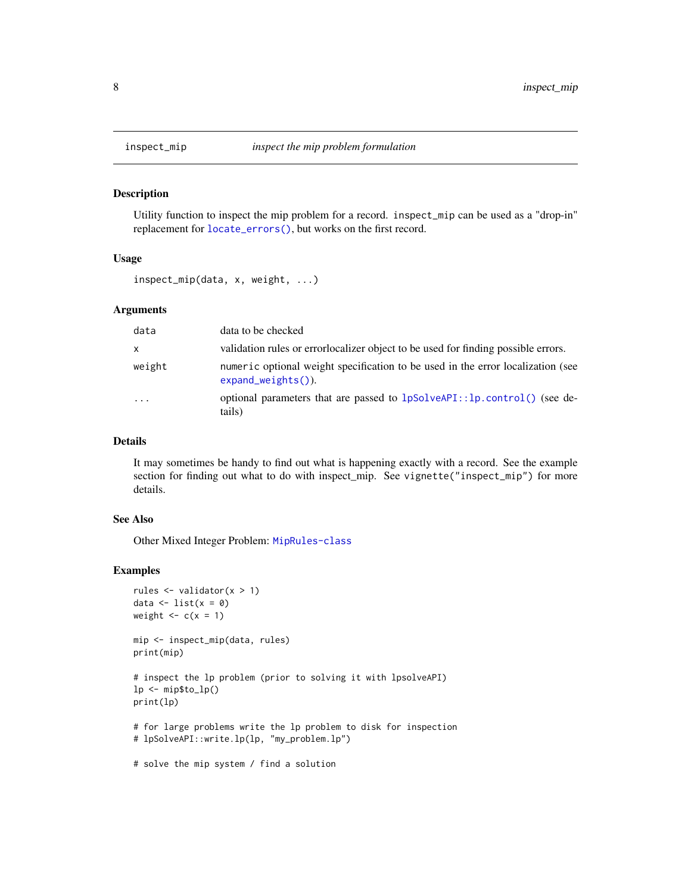## inspect_mip — *inspect the mip problem formulation*

### Description

Utility function to inspect the mip problem for a record. `inspect_mip` can be used as a "drop-in" replacement for `locate_errors()`, but works on the first record.

### Usage

```
inspect_mip(data, x, weight, ...)
```

### Arguments

| | |
|---|---|
| `data` | data to be checked |
| `x` | validation rules or errorlocalizer object to be used for finding possible errors. |
| `weight` | `numeric` optional weight specification to be used in the error localization (see `expand_weights()`). |
| `...` | optional parameters that are passed to `lpSolveAPI::lp.control()` (see details) |

### Details

It may sometimes be handy to find out what is happening exactly with a record. See the example section for finding out what to do with inspect_mip. See `vignette("inspect_mip")` for more details.

### See Also

Other Mixed Integer Problem: `MipRules-class`

### Examples

```
rules <- validator(x > 1)
data <- list(x = 0)
weight <- c(x = 1)

mip <- inspect_mip(data, rules)
print(mip)

# inspect the lp problem (prior to solving it with lpsolveAPI)
lp <- mip$to_lp()
print(lp)

# for large problems write the lp problem to disk for inspection
# lpSolveAPI::write.lp(lp, "my_problem.lp")

# solve the mip system / find a solution
```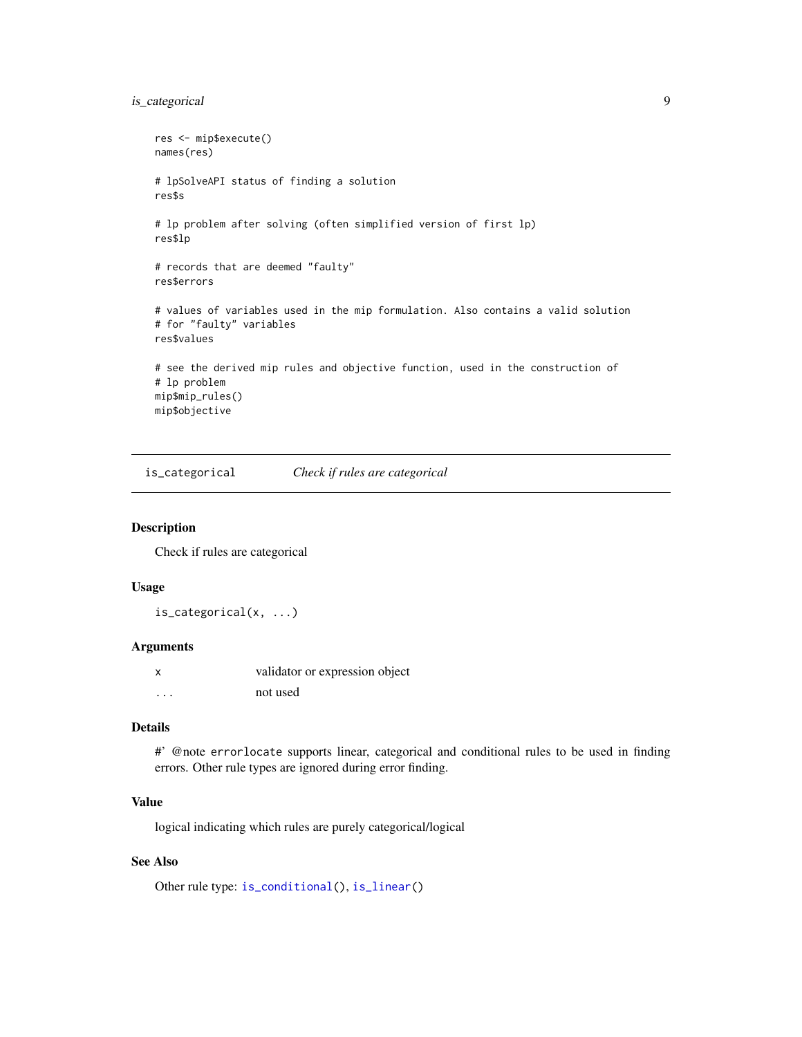```
res <- mip$execute()
names(res)

# lpSolveAPI status of finding a solution
res$s

# lp problem after solving (often simplified version of first lp)
res$lp

# records that are deemed "faulty"
res$errors

# values of variables used in the mip formulation. Also contains a valid solution
# for "faulty" variables
res$values

# see the derived mip rules and objective function, used in the construction of
# lp problem
mip$mip_rules()
mip$objective
```

---

## is_categorical — *Check if rules are categorical*

### Description

Check if rules are categorical

### Usage

```
is_categorical(x, ...)
```

### Arguments

| | |
|---|---|
| x | validator or expression object |
| ... | not used |

### Details

#' @note `errorlocate` supports linear, categorical and conditional rules to be used in finding errors. Other rule types are ignored during error finding.

### Value

logical indicating which rules are purely categorical/logical

### See Also

Other rule type: `is_conditional()`, `is_linear()`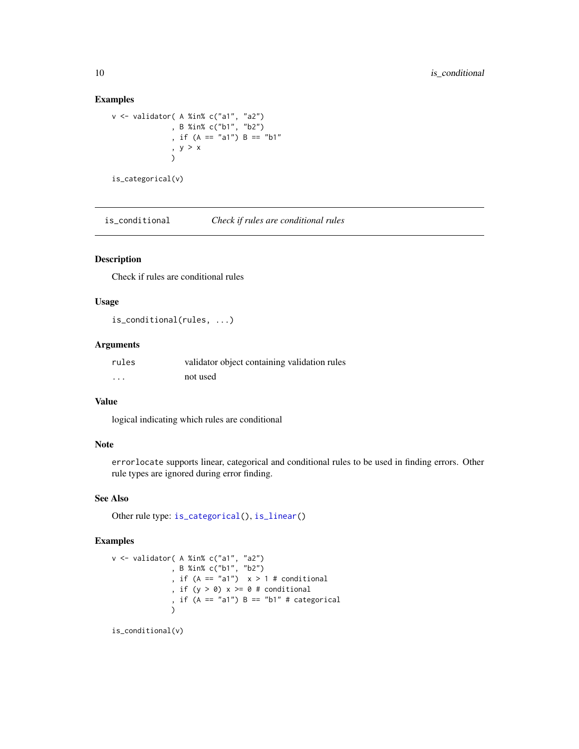### Examples

```
v <- validator( A %in% c("a1", "a2")
              , B %in% c("b1", "b2")
              , if (A == "a1") B == "b1"
              , y > x
              )

is_categorical(v)
```

## is_conditional — *Check if rules are conditional rules*

### Description

Check if rules are conditional rules

### Usage

```
is_conditional(rules, ...)
```

### Arguments

| | |
|---|---|
| rules | validator object containing validation rules |
| ... | not used |

### Value

logical indicating which rules are conditional

### Note

`errorlocate` supports linear, categorical and conditional rules to be used in finding errors. Other rule types are ignored during error finding.

### See Also

Other rule type: `is_categorical()`, `is_linear()`

### Examples

```
v <- validator( A %in% c("a1", "a2")
              , B %in% c("b1", "b2")
              , if (A == "a1")  x > 1 # conditional
              , if (y > 0) x >= 0 # conditional
              , if (A == "a1") B == "b1" # categorical
              )

is_conditional(v)
```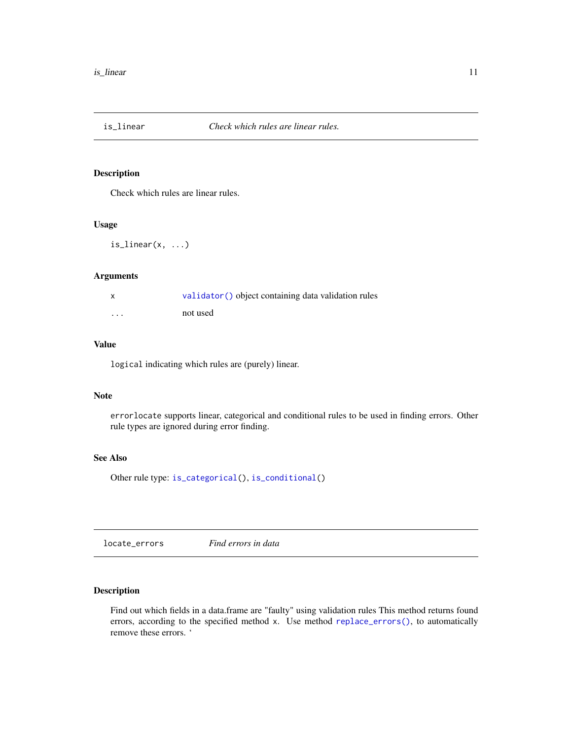## is_linear — *Check which rules are linear rules.*

### Description

Check which rules are linear rules.

### Usage

```
is_linear(x, ...)
```

### Arguments

| | |
|---|---|
| x | validator() object containing data validation rules |
| ... | not used |

### Value

`logical` indicating which rules are (purely) linear.

### Note

`errorlocate` supports linear, categorical and conditional rules to be used in finding errors. Other rule types are ignored during error finding.

### See Also

Other rule type: `is_categorical()`, `is_conditional()`

## locate_errors — *Find errors in data*

### Description

Find out which fields in a data.frame are "faulty" using validation rules This method returns found errors, according to the specified method `x`. Use method `replace_errors()`, to automatically remove these errors. '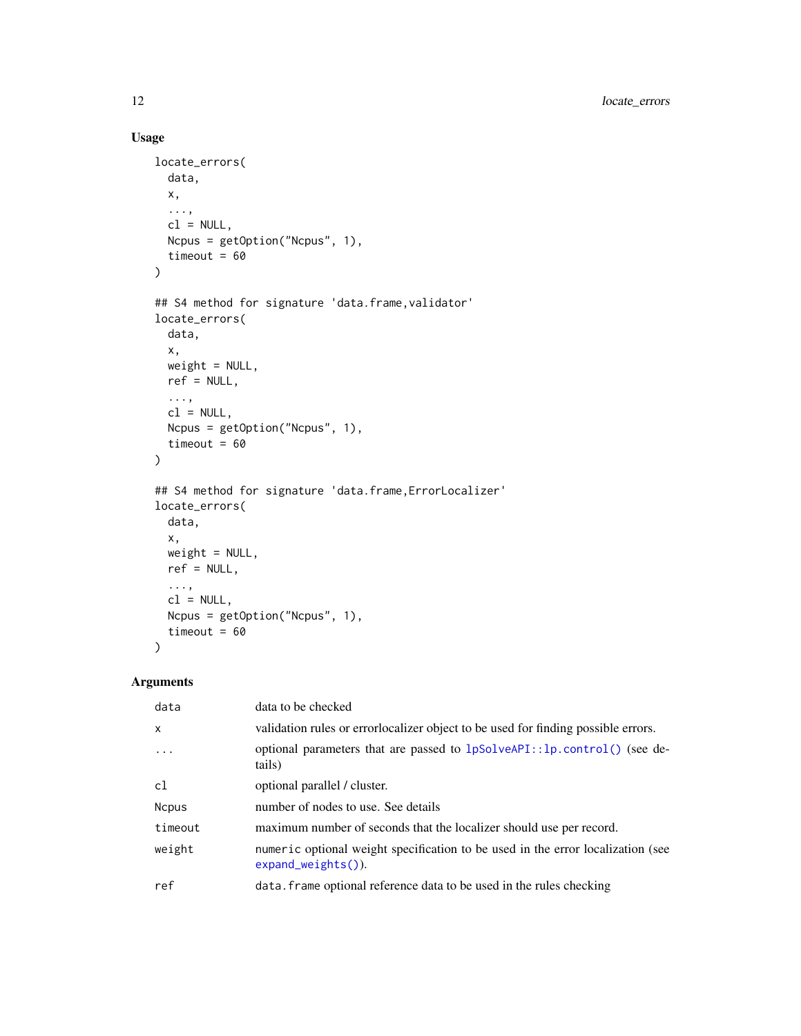### Usage

```
locate_errors(
  data,
  x,
  ...,
  cl = NULL,
  Ncpus = getOption("Ncpus", 1),
  timeout = 60
)

## S4 method for signature 'data.frame,validator'
locate_errors(
  data,
  x,
  weight = NULL,
  ref = NULL,
  ...,
  cl = NULL,
  Ncpus = getOption("Ncpus", 1),
  timeout = 60
)

## S4 method for signature 'data.frame,ErrorLocalizer'
locate_errors(
  data,
  x,
  weight = NULL,
  ref = NULL,
  ...,
  cl = NULL,
  Ncpus = getOption("Ncpus", 1),
  timeout = 60
)
```

### Arguments

| | |
|---|---|
| `data` | data to be checked |
| `x` | validation rules or errorlocalizer object to be used for finding possible errors. |
| `...` | optional parameters that are passed to `lpSolveAPI::lp.control()` (see details) |
| `cl` | optional parallel / cluster. |
| `Ncpus` | number of nodes to use. See details |
| `timeout` | maximum number of seconds that the localizer should use per record. |
| `weight` | `numeric` optional weight specification to be used in the error localization (see `expand_weights()`). |
| `ref` | `data.frame` optional reference data to be used in the rules checking |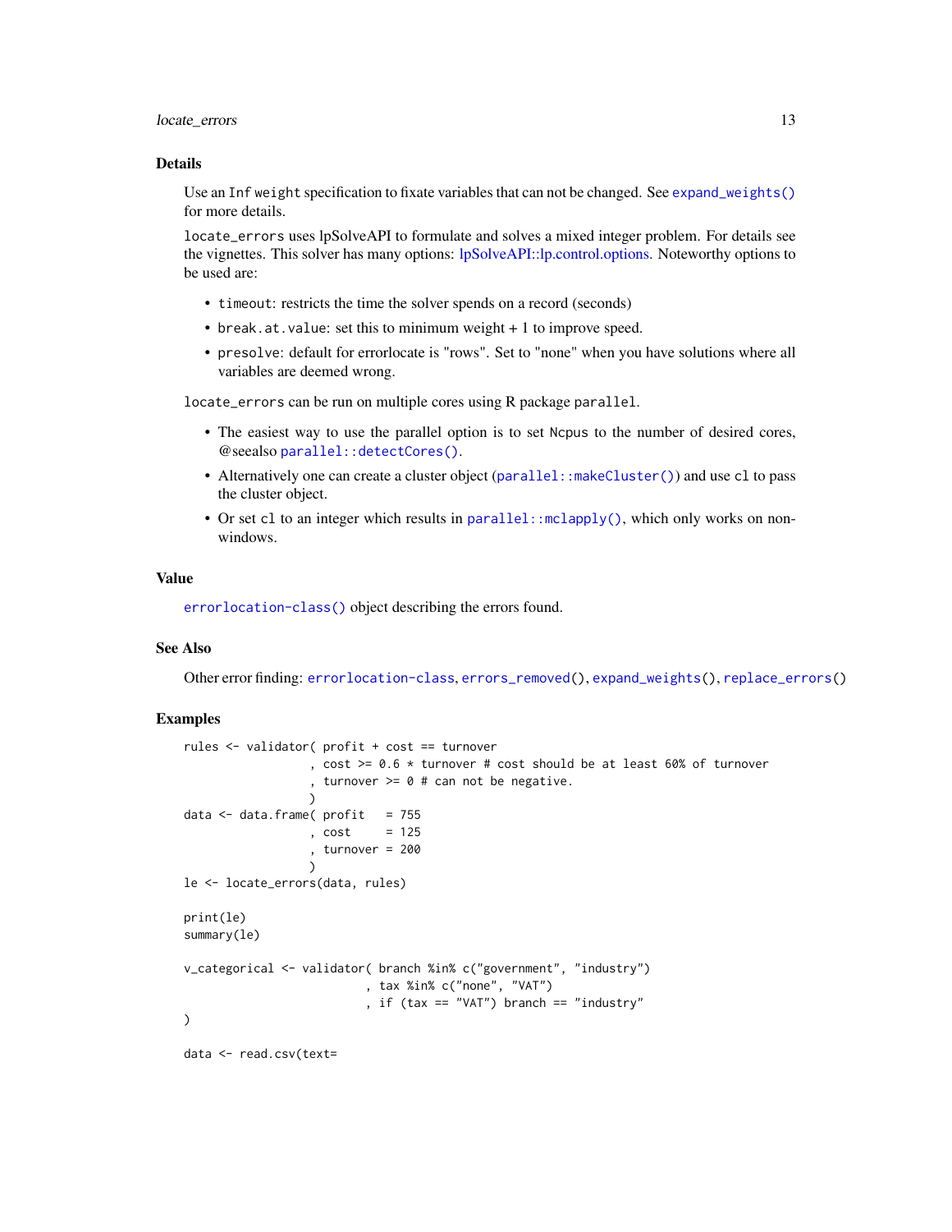### Details

Use an `Inf` `weight` specification to fixate variables that can not be changed. See `expand_weights()` for more details.

`locate_errors` uses lpSolveAPI to formulate and solves a mixed integer problem. For details see the vignettes. This solver has many options: lpSolveAPI::lp.control.options. Noteworthy options to be used are:

- `timeout`: restricts the time the solver spends on a record (seconds)
- `break.at.value`: set this to minimum weight + 1 to improve speed.
- `presolve`: default for errorlocate is "rows". Set to "none" when you have solutions where all variables are deemed wrong.

`locate_errors` can be run on multiple cores using R package `parallel`.

- The easiest way to use the parallel option is to set `Ncpus` to the number of desired cores, @seealso `parallel::detectCores()`.
- Alternatively one can create a cluster object (`parallel::makeCluster()`) and use `cl` to pass the cluster object.
- Or set `cl` to an integer which results in `parallel::mclapply()`, which only works on non-windows.

### Value

`errorlocation-class()` object describing the errors found.

### See Also

Other error finding: `errorlocation-class`, `errors_removed()`, `expand_weights()`, `replace_errors()`

### Examples

```
rules <- validator( profit + cost == turnover
                  , cost >= 0.6 * turnover # cost should be at least 60% of turnover
                  , turnover >= 0 # can not be negative.
                  )
data <- data.frame( profit   = 755
                  , cost     = 125
                  , turnover = 200
                  )
le <- locate_errors(data, rules)

print(le)
summary(le)

v_categorical <- validator( branch %in% c("government", "industry")
                          , tax %in% c("none", "VAT")
                          , if (tax == "VAT") branch == "industry"
)

data <- read.csv(text=
```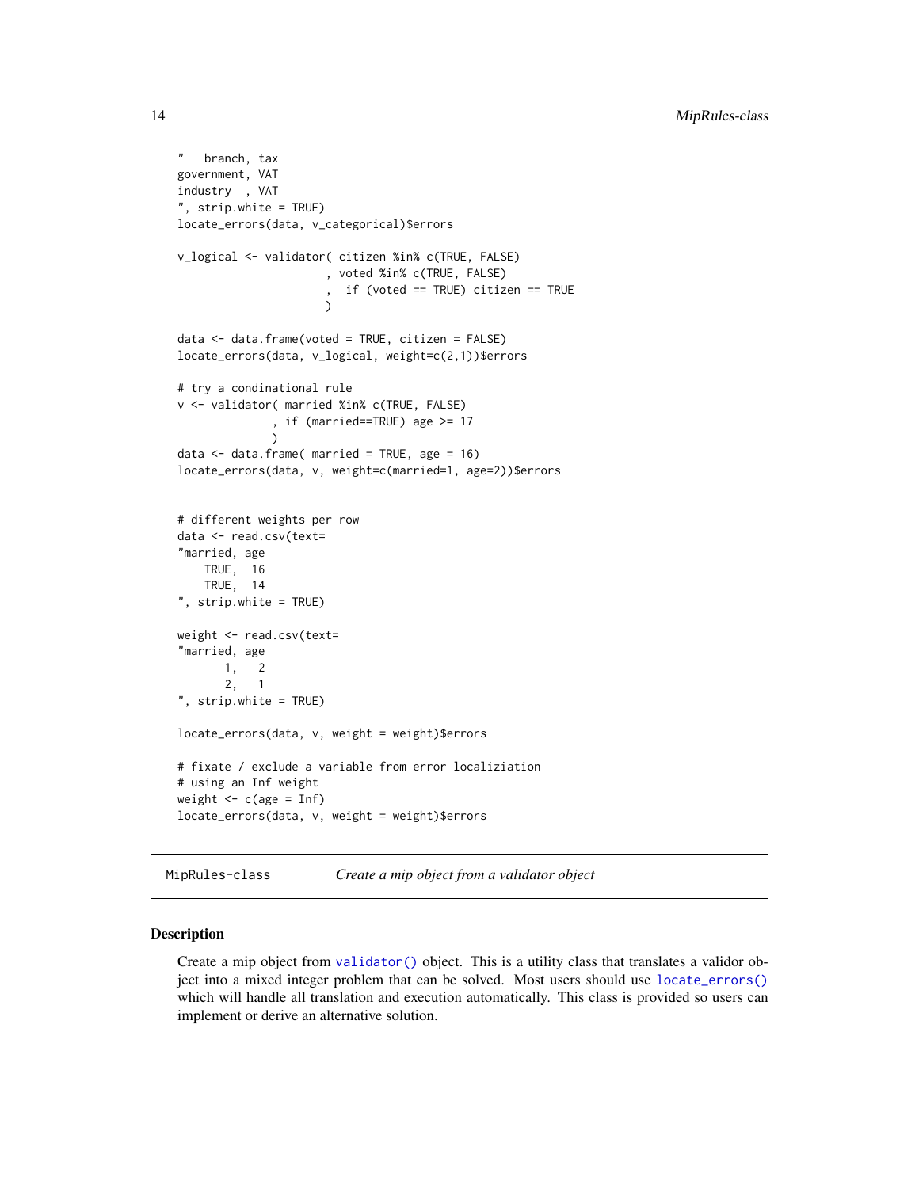```
"   branch, tax
government, VAT
industry  , VAT
", strip.white = TRUE)
locate_errors(data, v_categorical)$errors

v_logical <- validator( citizen %in% c(TRUE, FALSE)
                      , voted %in% c(TRUE, FALSE)
                      ,  if (voted == TRUE) citizen == TRUE
                      )

data <- data.frame(voted = TRUE, citizen = FALSE)
locate_errors(data, v_logical, weight=c(2,1))$errors

# try a condinational rule
v <- validator( married %in% c(TRUE, FALSE)
              , if (married==TRUE) age >= 17
              )
data <- data.frame( married = TRUE, age = 16)
locate_errors(data, v, weight=c(married=1, age=2))$errors


# different weights per row
data <- read.csv(text=
"married, age
    TRUE,  16
    TRUE,  14
", strip.white = TRUE)

weight <- read.csv(text=
"married, age
       1,   2
       2,   1
", strip.white = TRUE)

locate_errors(data, v, weight = weight)$errors

# fixate / exclude a variable from error localiziation
# using an Inf weight
weight <- c(age = Inf)
locate_errors(data, v, weight = weight)$errors
```

## MipRules-class    *Create a mip object from a validator object*

### Description

Create a mip object from `validator()` object. This is a utility class that translates a validor object into a mixed integer problem that can be solved. Most users should use `locate_errors()` which will handle all translation and execution automatically. This class is provided so users can implement or derive an alternative solution.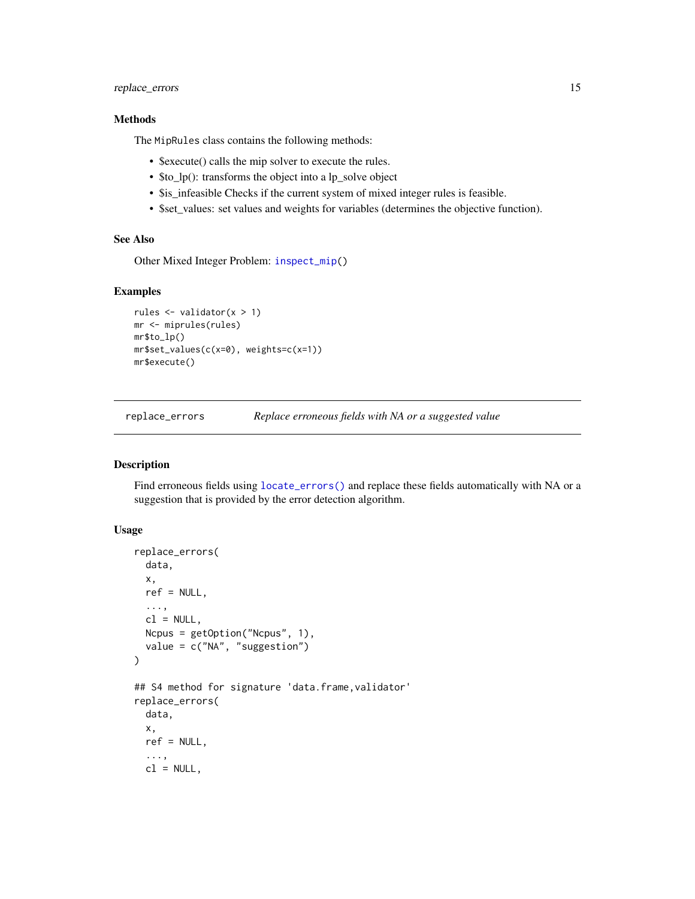### Methods

The `MipRules` class contains the following methods:

- $execute() calls the mip solver to execute the rules.
- $to_lp(): transforms the object into a lp_solve object
- $is_infeasible Checks if the current system of mixed integer rules is feasible.
- $set_values: set values and weights for variables (determines the objective function).

### See Also

Other Mixed Integer Problem: `inspect_mip()`

### Examples

```
rules <- validator(x > 1)
mr <- miprules(rules)
mr$to_lp()
mr$set_values(c(x=0), weights=c(x=1))
mr$execute()
```

---

## replace_errors — *Replace erroneous fields with NA or a suggested value*

### Description

Find erroneous fields using `locate_errors()` and replace these fields automatically with NA or a suggestion that is provided by the error detection algorithm.

### Usage

```
replace_errors(
  data,
  x,
  ref = NULL,
  ...,
  cl = NULL,
  Ncpus = getOption("Ncpus", 1),
  value = c("NA", "suggestion")
)

## S4 method for signature 'data.frame,validator'
replace_errors(
  data,
  x,
  ref = NULL,
  ...,
  cl = NULL,
```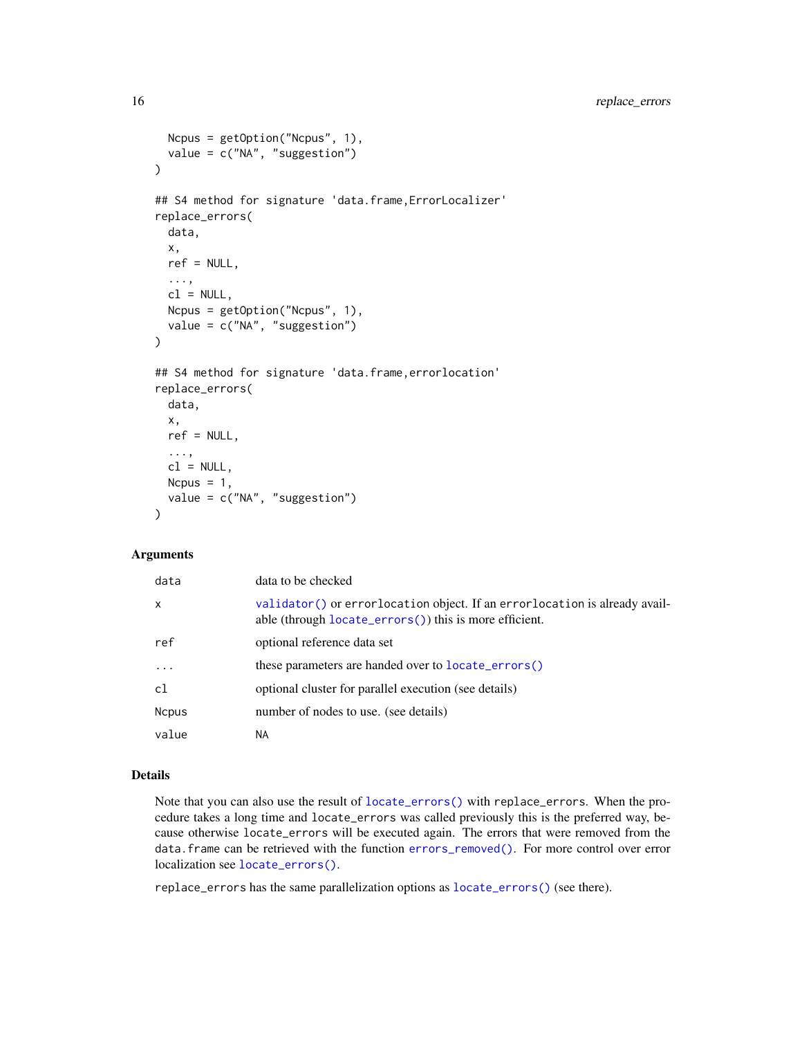```
  Ncpus = getOption("Ncpus", 1),
  value = c("NA", "suggestion")
)

## S4 method for signature 'data.frame,ErrorLocalizer'
replace_errors(
  data,
  x,
  ref = NULL,
  ...,
  cl = NULL,
  Ncpus = getOption("Ncpus", 1),
  value = c("NA", "suggestion")
)

## S4 method for signature 'data.frame,errorlocation'
replace_errors(
  data,
  x,
  ref = NULL,
  ...,
  cl = NULL,
  Ncpus = 1,
  value = c("NA", "suggestion")
)
```

### Arguments

| | |
|---|---|
| `data` | data to be checked |
| `x` | `validator()` or `errorlocation` object. If an `errorlocation` is already available (through `locate_errors()`) this is more efficient. |
| `ref` | optional reference data set |
| `...` | these parameters are handed over to `locate_errors()` |
| `cl` | optional cluster for parallel execution (see details) |
| `Ncpus` | number of nodes to use. (see details) |
| `value` | `NA` |

### Details

Note that you can also use the result of `locate_errors()` with `replace_errors`. When the procedure takes a long time and `locate_errors` was called previously this is the preferred way, because otherwise `locate_errors` will be executed again. The errors that were removed from the `data.frame` can be retrieved with the function `errors_removed()`. For more control over error localization see `locate_errors()`.

`replace_errors` has the same parallelization options as `locate_errors()` (see there).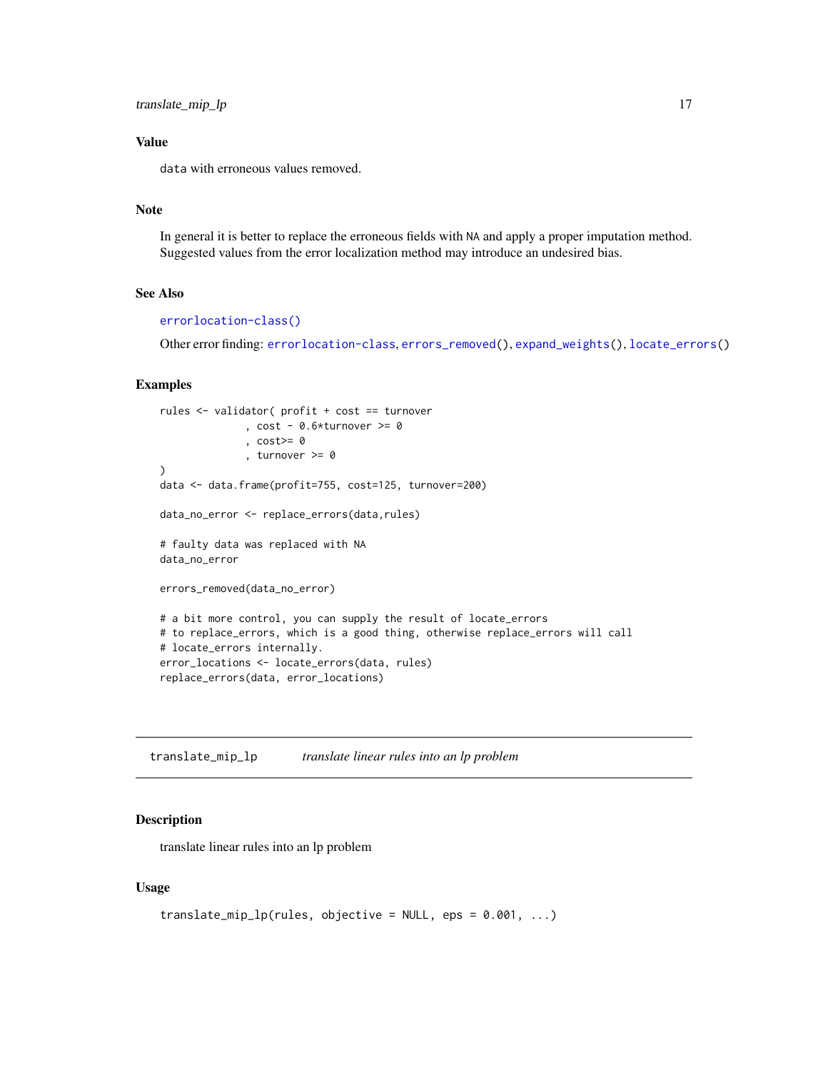## Value

`data` with erroneous values removed.

## Note

In general it is better to replace the erroneous fields with `NA` and apply a proper imputation method. Suggested values from the error localization method may introduce an undesired bias.

## See Also

`errorlocation-class()`

Other error finding: `errorlocation-class`, `errors_removed()`, `expand_weights()`, `locate_errors()`

## Examples

```
rules <- validator( profit + cost == turnover
              , cost - 0.6*turnover >= 0
              , cost>= 0
              , turnover >= 0
)
data <- data.frame(profit=755, cost=125, turnover=200)

data_no_error <- replace_errors(data,rules)

# faulty data was replaced with NA
data_no_error

errors_removed(data_no_error)

# a bit more control, you can supply the result of locate_errors
# to replace_errors, which is a good thing, otherwise replace_errors will call
# locate_errors internally.
error_locations <- locate_errors(data, rules)
replace_errors(data, error_locations)
```

---

# translate_mip_lp &nbsp;&nbsp;&nbsp; *translate linear rules into an lp problem*

---

## Description

translate linear rules into an lp problem

## Usage

```
translate_mip_lp(rules, objective = NULL, eps = 0.001, ...)
```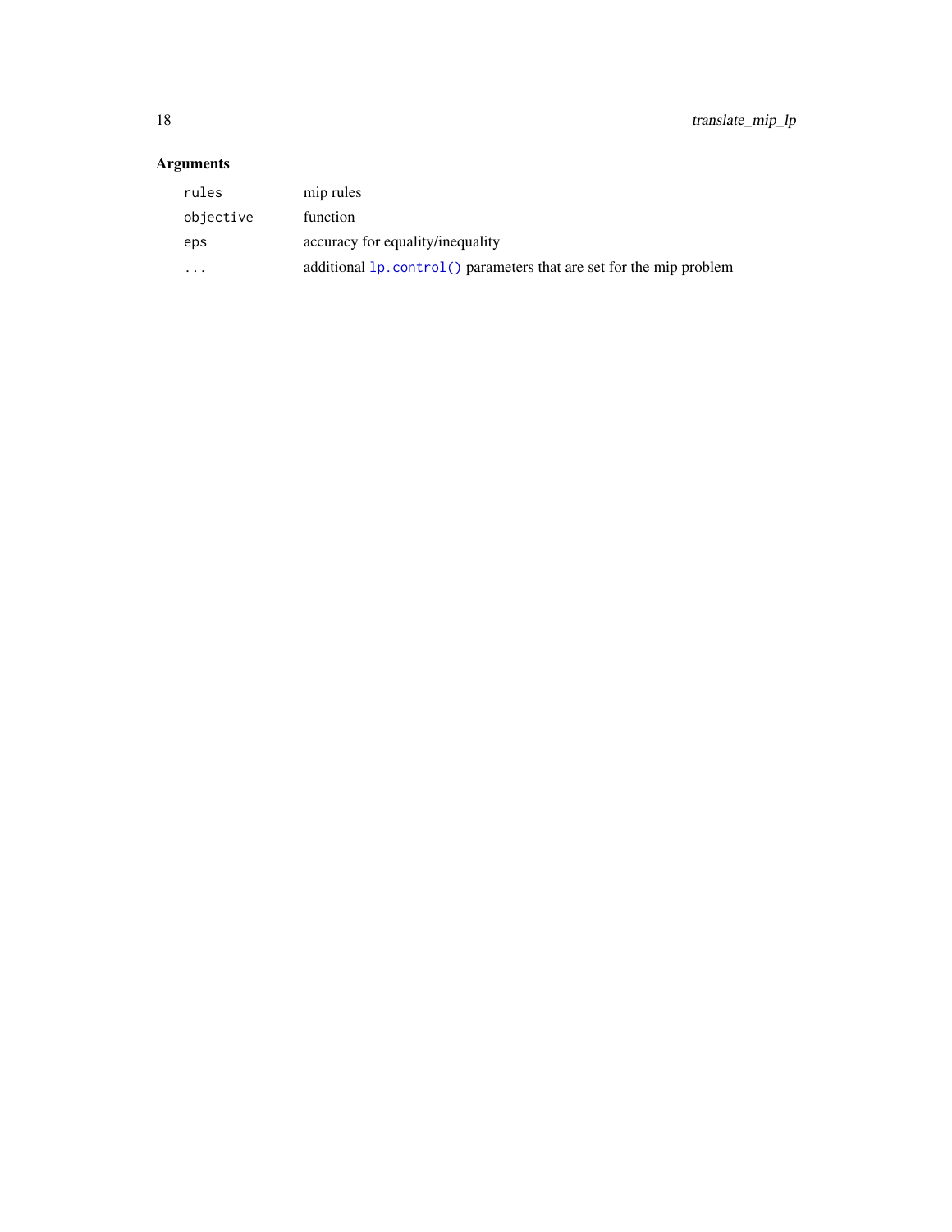## Arguments

| | |
|---|---|
| `rules` | mip rules |
| `objective` | function |
| `eps` | accuracy for equality/inequality |
| `...` | additional `lp.control()` parameters that are set for the mip problem |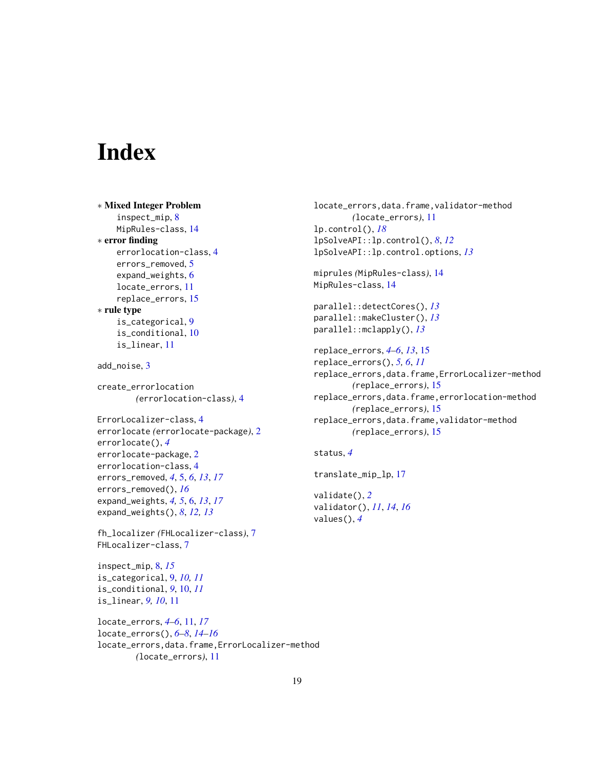# Index

∗ **Mixed Integer Problem**
    inspect_mip, 8
    MipRules-class, 14
∗ **error finding**
    errorlocation-class, 4
    errors_removed, 5
    expand_weights, 6
    locate_errors, 11
    replace_errors, 15
∗ **rule type**
    is_categorical, 9
    is_conditional, 10
    is_linear, 11

add_noise, 3

create_errorlocation
        *(*errorlocation-class*)*, 4

ErrorLocalizer-class, 4
errorlocate *(*errorlocate-package*)*, 2
errorlocate(), *4*
errorlocate-package, 2
errorlocation-class, 4
errors_removed, *4*, 5, *6*, *13*, *17*
errors_removed(), *16*
expand_weights, *4, 5*, 6, *13*, *17*
expand_weights(), *8*, *12, 13*

fh_localizer *(*FHLocalizer-class*)*, 7
FHLocalizer-class, 7

inspect_mip, 8, *15*
is_categorical, 9, *10, 11*
is_conditional, *9*, 10, *11*
is_linear, *9, 10*, 11

locate_errors, *4–6*, 11, *17*
locate_errors(), *6–8*, *14–16*
locate_errors,data.frame,ErrorLocalizer-method
        *(*locate_errors*)*, 11
locate_errors,data.frame,validator-method
        *(*locate_errors*)*, 11
lp.control(), *18*
lpSolveAPI::lp.control(), *8*, *12*
lpSolveAPI::lp.control.options, *13*

miprules *(*MipRules-class*)*, 14
MipRules-class, 14

parallel::detectCores(), *13*
parallel::makeCluster(), *13*
parallel::mclapply(), *13*

replace_errors, *4–6*, *13*, 15
replace_errors(), *5, 6*, *11*
replace_errors,data.frame,ErrorLocalizer-method
        *(*replace_errors*)*, 15
replace_errors,data.frame,errorlocation-method
        *(*replace_errors*)*, 15
replace_errors,data.frame,validator-method
        *(*replace_errors*)*, 15

status, *4*

translate_mip_lp, 17

validate(), *2*
validator(), *11*, *14*, *16*
values(), *4*